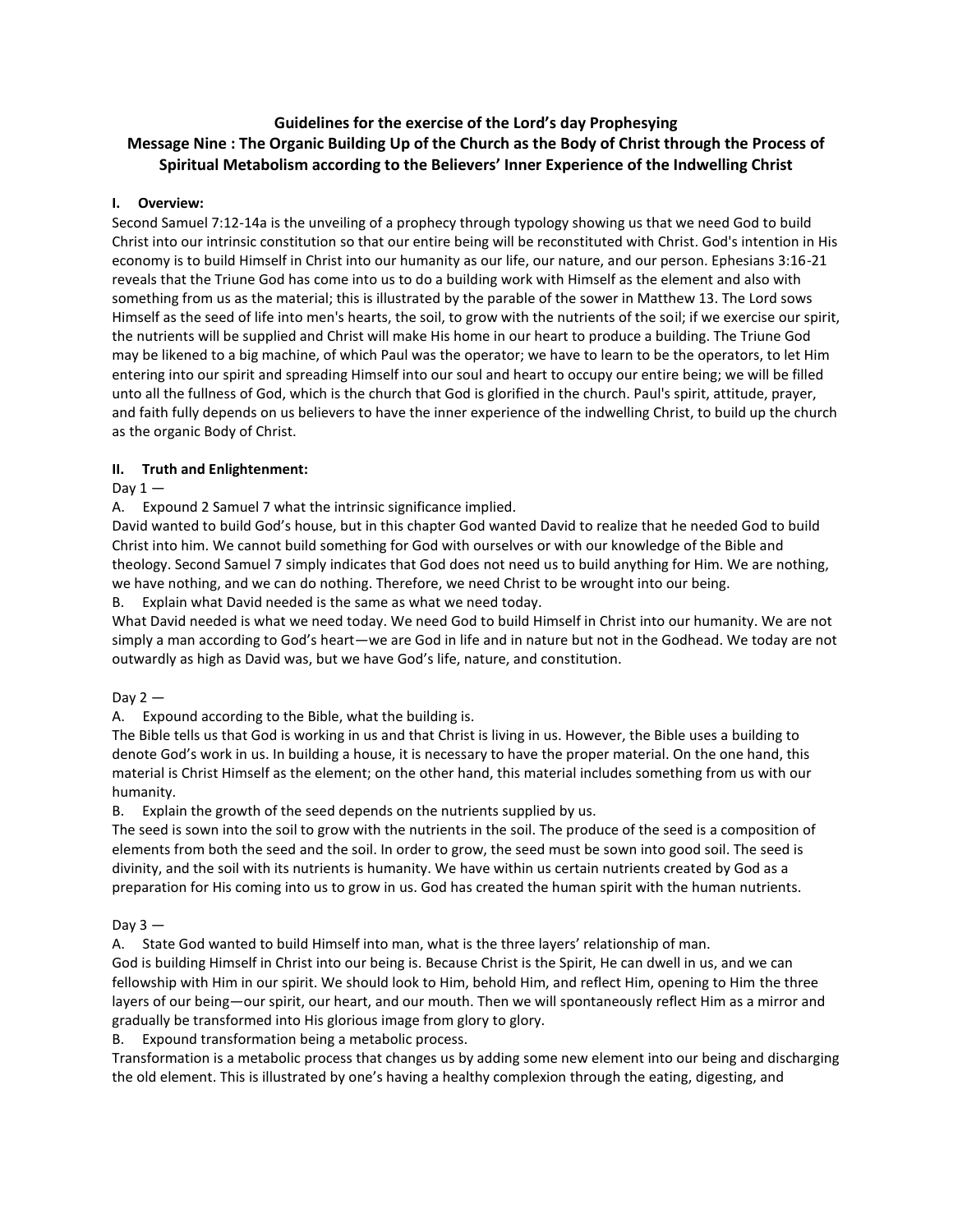**Guidelines for the exercise of the Lord's day Prophesying**
**Message Nine : The Organic Building Up of the Church as the Body of Christ through the Process of Spiritual Metabolism according to the Believers' Inner Experience of the Indwelling Christ**

**I. Overview:**

Second Samuel 7:12-14a is the unveiling of a prophecy through typology showing us that we need God to build Christ into our intrinsic constitution so that our entire being will be reconstituted with Christ. God's intention in His economy is to build Himself in Christ into our humanity as our life, our nature, and our person. Ephesians 3:16-21 reveals that the Triune God has come into us to do a building work with Himself as the element and also with something from us as the material; this is illustrated by the parable of the sower in Matthew 13. The Lord sows Himself as the seed of life into men's hearts, the soil, to grow with the nutrients of the soil; if we exercise our spirit, the nutrients will be supplied and Christ will make His home in our heart to produce a building. The Triune God may be likened to a big machine, of which Paul was the operator; we have to learn to be the operators, to let Him entering into our spirit and spreading Himself into our soul and heart to occupy our entire being; we will be filled unto all the fullness of God, which is the church that God is glorified in the church. Paul's spirit, attitude, prayer, and faith fully depends on us believers to have the inner experience of the indwelling Christ, to build up the church as the organic Body of Christ.

**II. Truth and Enlightenment:**

Day 1 —

A. Expound 2 Samuel 7 what the intrinsic significance implied.

David wanted to build God's house, but in this chapter God wanted David to realize that he needed God to build Christ into him. We cannot build something for God with ourselves or with our knowledge of the Bible and theology. Second Samuel 7 simply indicates that God does not need us to build anything for Him. We are nothing, we have nothing, and we can do nothing. Therefore, we need Christ to be wrought into our being.

B. Explain what David needed is the same as what we need today.

What David needed is what we need today. We need God to build Himself in Christ into our humanity. We are not simply a man according to God's heart—we are God in life and in nature but not in the Godhead. We today are not outwardly as high as David was, but we have God's life, nature, and constitution.

Day 2 —

A. Expound according to the Bible, what the building is.

The Bible tells us that God is working in us and that Christ is living in us. However, the Bible uses a building to denote God's work in us. In building a house, it is necessary to have the proper material. On the one hand, this material is Christ Himself as the element; on the other hand, this material includes something from us with our humanity.

B. Explain the growth of the seed depends on the nutrients supplied by us.

The seed is sown into the soil to grow with the nutrients in the soil. The produce of the seed is a composition of elements from both the seed and the soil. In order to grow, the seed must be sown into good soil. The seed is divinity, and the soil with its nutrients is humanity. We have within us certain nutrients created by God as a preparation for His coming into us to grow in us. God has created the human spirit with the human nutrients.

Day 3 —

A. State God wanted to build Himself into man, what is the three layers' relationship of man.

God is building Himself in Christ into our being is. Because Christ is the Spirit, He can dwell in us, and we can fellowship with Him in our spirit. We should look to Him, behold Him, and reflect Him, opening to Him the three layers of our being—our spirit, our heart, and our mouth. Then we will spontaneously reflect Him as a mirror and gradually be transformed into His glorious image from glory to glory.

B. Expound transformation being a metabolic process.

Transformation is a metabolic process that changes us by adding some new element into our being and discharging the old element. This is illustrated by one's having a healthy complexion through the eating, digesting, and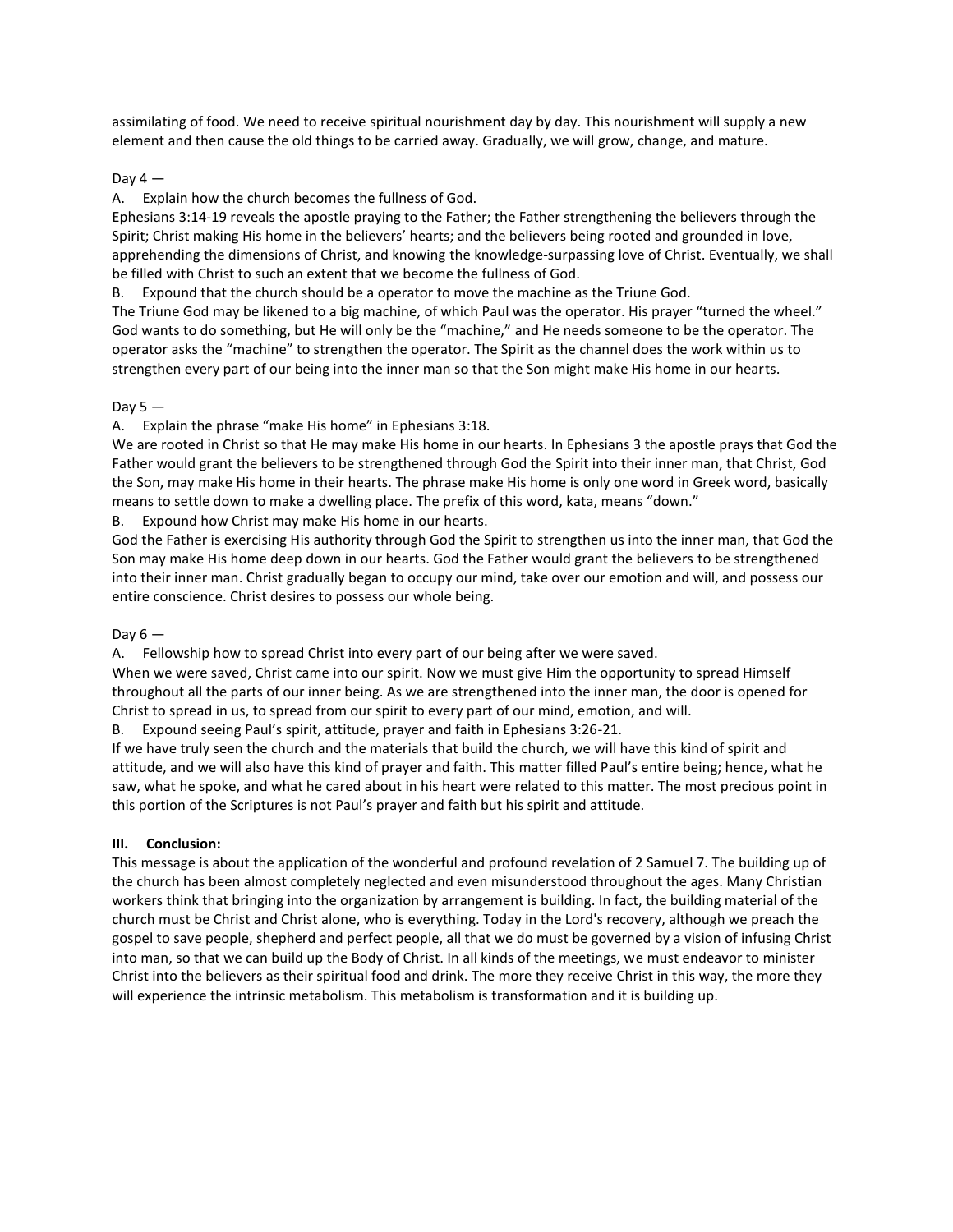assimilating of food. We need to receive spiritual nourishment day by day. This nourishment will supply a new element and then cause the old things to be carried away. Gradually, we will grow, change, and mature.

Day 4 —

A. Explain how the church becomes the fullness of God.

Ephesians 3:14-19 reveals the apostle praying to the Father; the Father strengthening the believers through the Spirit; Christ making His home in the believers' hearts; and the believers being rooted and grounded in love, apprehending the dimensions of Christ, and knowing the knowledge-surpassing love of Christ. Eventually, we shall be filled with Christ to such an extent that we become the fullness of God.

B. Expound that the church should be a operator to move the machine as the Triune God.

The Triune God may be likened to a big machine, of which Paul was the operator. His prayer "turned the wheel." God wants to do something, but He will only be the "machine," and He needs someone to be the operator. The operator asks the "machine" to strengthen the operator. The Spirit as the channel does the work within us to strengthen every part of our being into the inner man so that the Son might make His home in our hearts.

Day 5 —

A. Explain the phrase "make His home" in Ephesians 3:18.

We are rooted in Christ so that He may make His home in our hearts. In Ephesians 3 the apostle prays that God the Father would grant the believers to be strengthened through God the Spirit into their inner man, that Christ, God the Son, may make His home in their hearts. The phrase make His home is only one word in Greek word, basically means to settle down to make a dwelling place. The prefix of this word, kata, means "down."

B. Expound how Christ may make His home in our hearts.

God the Father is exercising His authority through God the Spirit to strengthen us into the inner man, that God the Son may make His home deep down in our hearts. God the Father would grant the believers to be strengthened into their inner man. Christ gradually began to occupy our mind, take over our emotion and will, and possess our entire conscience. Christ desires to possess our whole being.

Day 6 —

A. Fellowship how to spread Christ into every part of our being after we were saved.

When we were saved, Christ came into our spirit. Now we must give Him the opportunity to spread Himself throughout all the parts of our inner being. As we are strengthened into the inner man, the door is opened for Christ to spread in us, to spread from our spirit to every part of our mind, emotion, and will.

B. Expound seeing Paul's spirit, attitude, prayer and faith in Ephesians 3:26-21.

If we have truly seen the church and the materials that build the church, we will have this kind of spirit and attitude, and we will also have this kind of prayer and faith. This matter filled Paul's entire being; hence, what he saw, what he spoke, and what he cared about in his heart were related to this matter. The most precious point in this portion of the Scriptures is not Paul's prayer and faith but his spirit and attitude.

**III. Conclusion:**

This message is about the application of the wonderful and profound revelation of 2 Samuel 7. The building up of the church has been almost completely neglected and even misunderstood throughout the ages. Many Christian workers think that bringing into the organization by arrangement is building. In fact, the building material of the church must be Christ and Christ alone, who is everything. Today in the Lord's recovery, although we preach the gospel to save people, shepherd and perfect people, all that we do must be governed by a vision of infusing Christ into man, so that we can build up the Body of Christ. In all kinds of the meetings, we must endeavor to minister Christ into the believers as their spiritual food and drink. The more they receive Christ in this way, the more they will experience the intrinsic metabolism. This metabolism is transformation and it is building up.